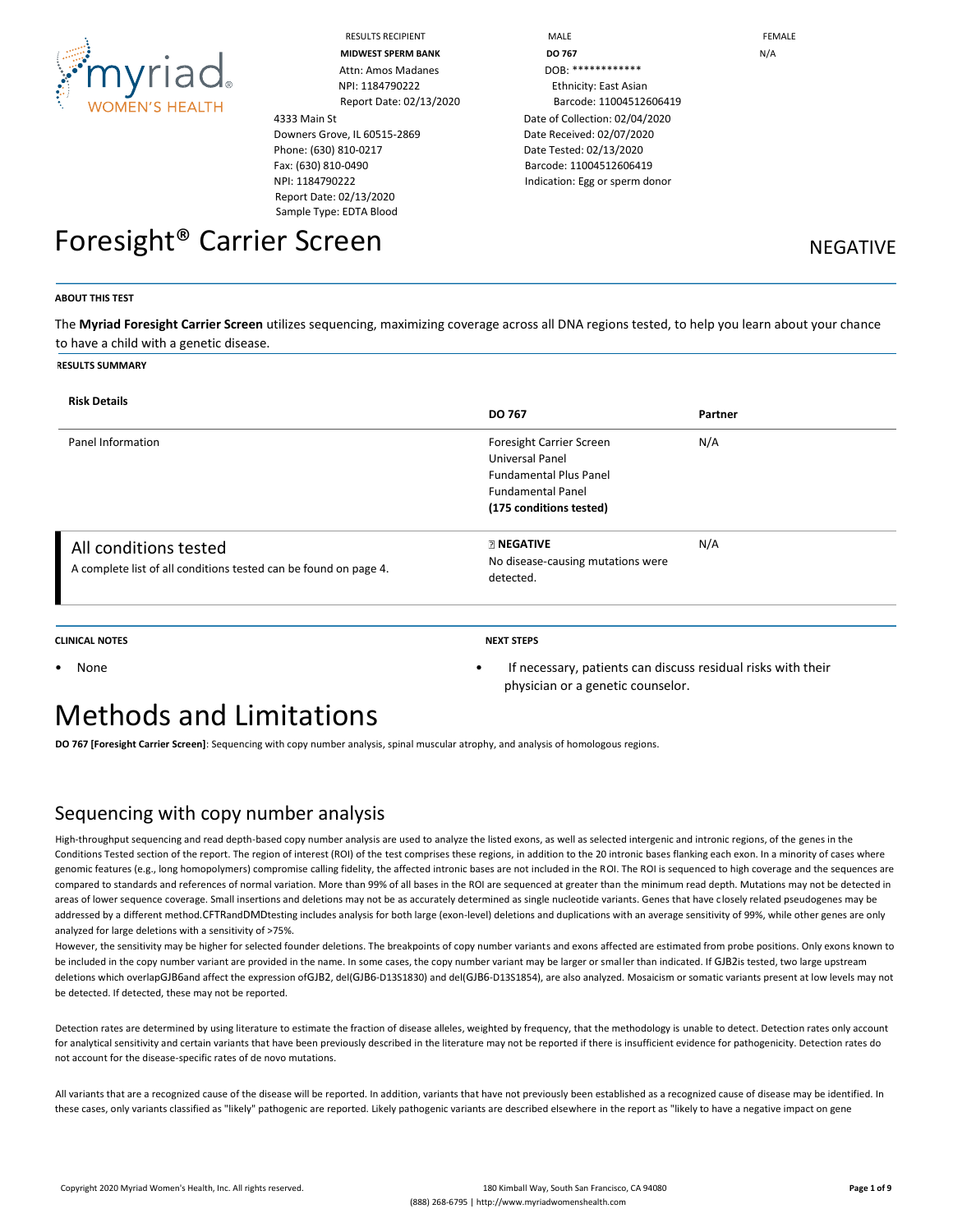| RESULTS RECIPIENT | MALE | FEMALE |
|---|---|---|
| **MIDWEST SPERM BANK** | **DO 767** | N/A |
| Attn: Amos Madanes | DOB: ************ | |
| NPI: 1184790222 | Ethnicity: East Asian | |
| Report Date: 02/13/2020 | Barcode: 11004512606419 | |

4333 Main St
Downers Grove, IL 60515-2869
Phone: (630) 810-0217
Fax: (630) 810-0490
NPI: 1184790222
Report Date: 02/13/2020
Sample Type: EDTA Blood

Date of Collection: 02/04/2020
Date Received: 02/07/2020
Date Tested: 02/13/2020
Barcode: 11004512606419
Indication: Egg or sperm donor

# Foresight® Carrier Screen

NEGATIVE

**ABOUT THIS TEST**

The **Myriad Foresight Carrier Screen** utilizes sequencing, maximizing coverage across all DNA regions tested, to help you learn about your chance to have a child with a genetic disease.

**RESULTS SUMMARY**

| **Risk Details** | **DO 767** | **Partner** |
|---|---|---|
| Panel Information | Foresight Carrier Screen<br>Universal Panel<br>Fundamental Plus Panel<br>Fundamental Panel<br>**(175 conditions tested)** | N/A |
| All conditions tested<br>A complete list of all conditions tested can be found on page 4. | **NEGATIVE**<br>No disease-causing mutations were detected. | N/A |

**CLINICAL NOTES**

- None

**NEXT STEPS**

- If necessary, patients can discuss residual risks with their physician or a genetic counselor.

# Methods and Limitations

**DO 767 [Foresight Carrier Screen]**: Sequencing with copy number analysis, spinal muscular atrophy, and analysis of homologous regions.

## Sequencing with copy number analysis

High-throughput sequencing and read depth-based copy number analysis are used to analyze the listed exons, as well as selected intergenic and intronic regions, of the genes in the Conditions Tested section of the report. The region of interest (ROI) of the test comprises these regions, in addition to the 20 intronic bases flanking each exon. In a minority of cases where genomic features (e.g., long homopolymers) compromise calling fidelity, the affected intronic bases are not included in the ROI. The ROI is sequenced to high coverage and the sequences are compared to standards and references of normal variation. More than 99% of all bases in the ROI are sequenced at greater than the minimum read depth. Mutations may not be detected in areas of lower sequence coverage. Small insertions and deletions may not be as accurately determined as single nucleotide variants. Genes that have closely related pseudogenes may be addressed by a different method.CFTRandDMDtesting includes analysis for both large (exon-level) deletions and duplications with an average sensitivity of 99%, while other genes are only analyzed for large deletions with a sensitivity of >75%.
However, the sensitivity may be higher for selected founder deletions. The breakpoints of copy number variants and exons affected are estimated from probe positions. Only exons known to be included in the copy number variant are provided in the name. In some cases, the copy number variant may be larger or smaller than indicated. If GJB2is tested, two large upstream deletions which overlapGJB6and affect the expression ofGJB2, del(GJB6-D13S1830) and del(GJB6-D13S1854), are also analyzed. Mosaicism or somatic variants present at low levels may not be detected. If detected, these may not be reported.

Detection rates are determined by using literature to estimate the fraction of disease alleles, weighted by frequency, that the methodology is unable to detect. Detection rates only account for analytical sensitivity and certain variants that have been previously described in the literature may not be reported if there is insufficient evidence for pathogenicity. Detection rates do not account for the disease-specific rates of de novo mutations.

All variants that are a recognized cause of the disease will be reported. In addition, variants that have not previously been established as a recognized cause of disease may be identified. In these cases, only variants classified as "likely" pathogenic are reported. Likely pathogenic variants are described elsewhere in the report as "likely to have a negative impact on gene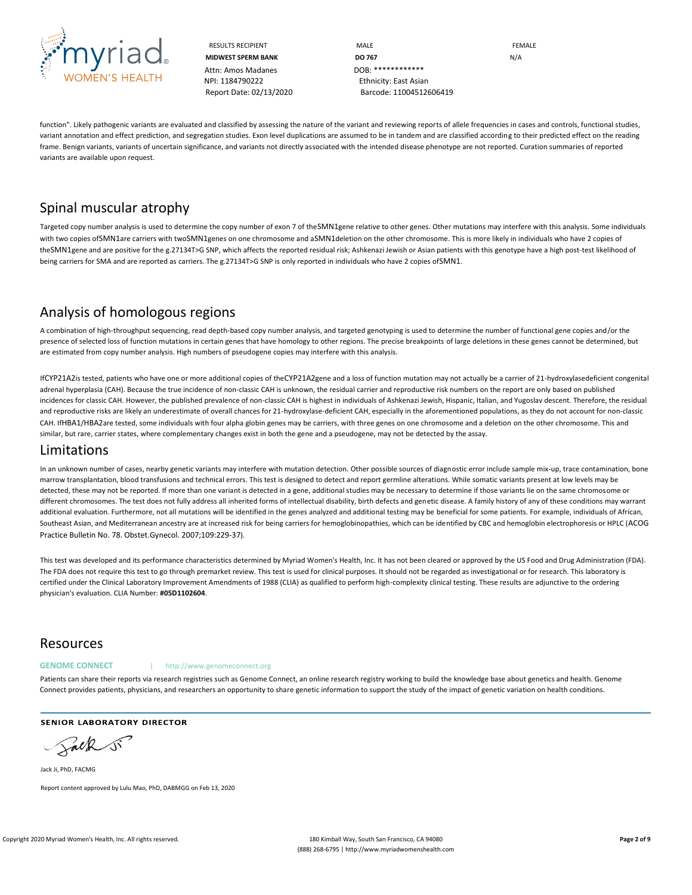| RESULTS RECIPIENT | MALE | FEMALE |
|---|---|---|
| **MIDWEST SPERM BANK** | **DO 767** | N/A |
| Attn: Amos Madanes | DOB: ************* | |
| NPI: 1184790222 | Ethnicity: East Asian | |
| Report Date: 02/13/2020 | Barcode: 11004512606419 | |

function". Likely pathogenic variants are evaluated and classified by assessing the nature of the variant and reviewing reports of allele frequencies in cases and controls, functional studies, variant annotation and effect prediction, and segregation studies. Exon level duplications are assumed to be in tandem and are classified according to their predicted effect on the reading frame. Benign variants, variants of uncertain significance, and variants not directly associated with the intended disease phenotype are not reported. Curation summaries of reported variants are available upon request.

## Spinal muscular atrophy

Targeted copy number analysis is used to determine the copy number of exon 7 of theSMN1gene relative to other genes. Other mutations may interfere with this analysis. Some individuals with two copies ofSMN1are carriers with twoSMN1genes on one chromosome and aSMN1deletion on the other chromosome. This is more likely in individuals who have 2 copies of theSMN1gene and are positive for the g.27134T>G SNP, which affects the reported residual risk; Ashkenazi Jewish or Asian patients with this genotype have a high post-test likelihood of being carriers for SMA and are reported as carriers. The g.27134T>G SNP is only reported in individuals who have 2 copies ofSMN1.

## Analysis of homologous regions

A combination of high-throughput sequencing, read depth-based copy number analysis, and targeted genotyping is used to determine the number of functional gene copies and/or the presence of selected loss of function mutations in certain genes that have homology to other regions. The precise breakpoints of large deletions in these genes cannot be determined, but are estimated from copy number analysis. High numbers of pseudogene copies may interfere with this analysis.

IfCYP21A2is tested, patients who have one or more additional copies of theCYP21A2gene and a loss of function mutation may not actually be a carrier of 21-hydroxylasedeficient congenital adrenal hyperplasia (CAH). Because the true incidence of non-classic CAH is unknown, the residual carrier and reproductive risk numbers on the report are only based on published incidences for classic CAH. However, the published prevalence of non-classic CAH is highest in individuals of Ashkenazi Jewish, Hispanic, Italian, and Yugoslav descent. Therefore, the residual and reproductive risks are likely an underestimate of overall chances for 21-hydroxylase-deficient CAH, especially in the aforementioned populations, as they do not account for non-classic CAH. IfHBA1/HBA2are tested, some individuals with four alpha globin genes may be carriers, with three genes on one chromosome and a deletion on the other chromosome. This and similar, but rare, carrier states, where complementary changes exist in both the gene and a pseudogene, may not be detected by the assay.

## Limitations

In an unknown number of cases, nearby genetic variants may interfere with mutation detection. Other possible sources of diagnostic error include sample mix-up, trace contamination, bone marrow transplantation, blood transfusions and technical errors. This test is designed to detect and report germline alterations. While somatic variants present at low levels may be detected, these may not be reported. If more than one variant is detected in a gene, additional studies may be necessary to determine if those variants lie on the same chromosome or different chromosomes. The test does not fully address all inherited forms of intellectual disability, birth defects and genetic disease. A family history of any of these conditions may warrant additional evaluation. Furthermore, not all mutations will be identified in the genes analyzed and additional testing may be beneficial for some patients. For example, individuals of African, Southeast Asian, and Mediterranean ancestry are at increased risk for being carriers for hemoglobinopathies, which can be identified by CBC and hemoglobin electrophoresis or HPLC (ACOG Practice Bulletin No. 78. Obstet.Gynecol. 2007;109:229-37).

This test was developed and its performance characteristics determined by Myriad Women's Health, Inc. It has not been cleared or approved by the US Food and Drug Administration (FDA). The FDA does not require this test to go through premarket review. This test is used for clinical purposes. It should not be regarded as investigational or for research. This laboratory is certified under the Clinical Laboratory Improvement Amendments of 1988 (CLIA) as qualified to perform high-complexity clinical testing. These results are adjunctive to the ordering physician's evaluation. CLIA Number: **#05D1102604**.

## Resources

**GENOME CONNECT** | http://www.genomeconnect.org

Patients can share their reports via research registries such as Genome Connect, an online research registry working to build the knowledge base about genetics and health. Genome Connect provides patients, physicians, and researchers an opportunity to share genetic information to support the study of the impact of genetic variation on health conditions.

**SENIOR LABORATORY DIRECTOR**

Jack Ji, PhD, FACMG

Report content approved by Lulu Mao, PhD, DABMGG on Feb 13, 2020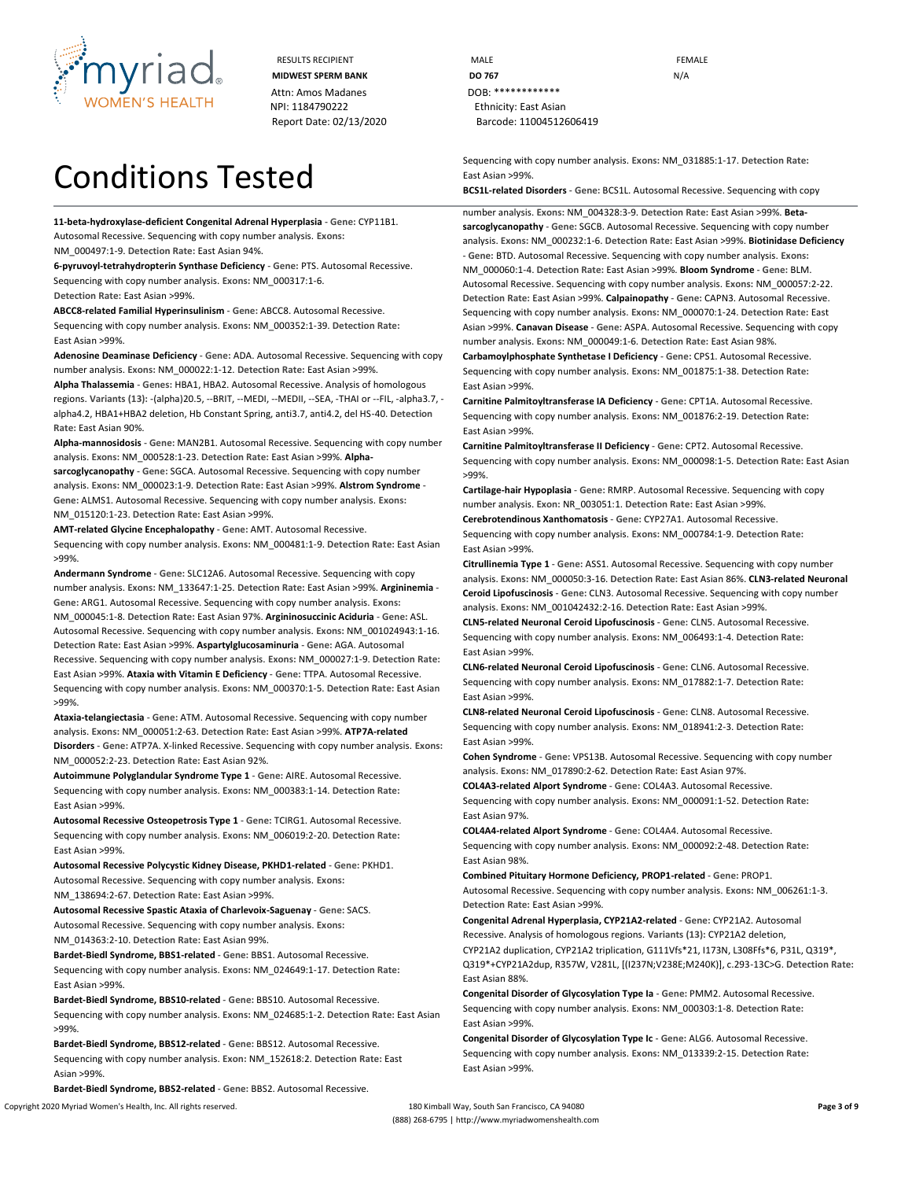RESULTS RECIPIENT
**MIDWEST SPERM BANK**
Attn: Amos Madanes
NPI: 1184790222
Report Date: 02/13/2020

MALE
**DO 767**
DOB: ************
Ethnicity: East Asian
Barcode: 11004512606419

FEMALE
N/A

# Conditions Tested

**11-beta-hydroxylase-deficient Congenital Adrenal Hyperplasia** - **Gene:** CYP11B1. Autosomal Recessive. Sequencing with copy number analysis. **Exons:** NM_000497:1-9. **Detection Rate:** East Asian 94%.

**6-pyruvoyl-tetrahydropterin Synthase Deficiency** - **Gene:** PTS. Autosomal Recessive. Sequencing with copy number analysis. **Exons:** NM_000317:1-6. **Detection Rate:** East Asian >99%.

**ABCC8-related Familial Hyperinsulinism** - **Gene:** ABCC8. Autosomal Recessive. Sequencing with copy number analysis. **Exons:** NM_000352:1-39. **Detection Rate:** East Asian >99%.

**Adenosine Deaminase Deficiency** - **Gene:** ADA. Autosomal Recessive. Sequencing with copy number analysis. **Exons:** NM_000022:1-12. **Detection Rate:** East Asian >99%.

**Alpha Thalassemia** - **Genes:** HBA1, HBA2. Autosomal Recessive. Analysis of homologous regions. **Variants (13):** -(alpha)20.5, --BRIT, --MEDI, --MEDII, --SEA, -THAI or --FIL, -alpha3.7, -alpha4.2, HBA1+HBA2 deletion, Hb Constant Spring, anti3.7, anti4.2, del HS-40. **Detection Rate:** East Asian 90%.

**Alpha-mannosidosis** - **Gene:** MAN2B1. Autosomal Recessive. Sequencing with copy number analysis. **Exons:** NM_000528:1-23. **Detection Rate:** East Asian >99%. **Alpha-sarcoglycanopathy** - **Gene:** SGCA. Autosomal Recessive. Sequencing with copy number analysis. **Exons:** NM_000023:1-9. **Detection Rate:** East Asian >99%. **Alstrom Syndrome** - **Gene:** ALMS1. Autosomal Recessive. Sequencing with copy number analysis. **Exons:** NM_015120:1-23. **Detection Rate:** East Asian >99%.

**AMT-related Glycine Encephalopathy** - **Gene:** AMT. Autosomal Recessive. Sequencing with copy number analysis. **Exons:** NM_000481:1-9. **Detection Rate:** East Asian >99%.

**Andermann Syndrome** - **Gene:** SLC12A6. Autosomal Recessive. Sequencing with copy number analysis. **Exons:** NM_133647:1-25. **Detection Rate:** East Asian >99%. **Argininemia** - **Gene:** ARG1. Autosomal Recessive. Sequencing with copy number analysis. **Exons:** NM_000045:1-8. **Detection Rate:** East Asian 97%. **Argininosuccinic Aciduria** - **Gene:** ASL. Autosomal Recessive. Sequencing with copy number analysis. **Exons:** NM_001024943:1-16. **Detection Rate:** East Asian >99%. **Aspartylglucosaminuria** - **Gene:** AGA. Autosomal Recessive. Sequencing with copy number analysis. **Exons:** NM_000027:1-9. **Detection Rate:** East Asian >99%. **Ataxia with Vitamin E Deficiency** - **Gene:** TTPA. Autosomal Recessive. Sequencing with copy number analysis. **Exons:** NM_000370:1-5. **Detection Rate:** East Asian >99%.

**Ataxia-telangiectasia** - **Gene:** ATM. Autosomal Recessive. Sequencing with copy number analysis. **Exons:** NM_000051:2-63. **Detection Rate:** East Asian >99%. **ATP7A-related Disorders** - **Gene:** ATP7A. X-linked Recessive. Sequencing with copy number analysis. **Exons:** NM_000052:2-23. **Detection Rate:** East Asian 92%.

**Autoimmune Polyglandular Syndrome Type 1** - **Gene:** AIRE. Autosomal Recessive. Sequencing with copy number analysis. **Exons:** NM_000383:1-14. **Detection Rate:** East Asian >99%.

**Autosomal Recessive Osteopetrosis Type 1** - **Gene:** TCIRG1. Autosomal Recessive. Sequencing with copy number analysis. **Exons:** NM_006019:2-20. **Detection Rate:** East Asian >99%.

**Autosomal Recessive Polycystic Kidney Disease, PKHD1-related** - **Gene:** PKHD1. Autosomal Recessive. Sequencing with copy number analysis. **Exons:** NM_138694:2-67. **Detection Rate:** East Asian >99%.

**Autosomal Recessive Spastic Ataxia of Charlevoix-Saguenay** - **Gene:** SACS. Autosomal Recessive. Sequencing with copy number analysis. **Exons:** NM_014363:2-10. **Detection Rate:** East Asian 99%.

**Bardet-Biedl Syndrome, BBS1-related** - **Gene:** BBS1. Autosomal Recessive. Sequencing with copy number analysis. **Exons:** NM_024649:1-17. **Detection Rate:** East Asian >99%.

**Bardet-Biedl Syndrome, BBS10-related** - **Gene:** BBS10. Autosomal Recessive. Sequencing with copy number analysis. **Exons:** NM_024685:1-2. **Detection Rate:** East Asian >99%.

**Bardet-Biedl Syndrome, BBS12-related** - **Gene:** BBS12. Autosomal Recessive. Sequencing with copy number analysis. **Exon:** NM_152618:2. **Detection Rate:** East Asian >99%.

**Bardet-Biedl Syndrome, BBS2-related** - **Gene:** BBS2. Autosomal Recessive. Sequencing with copy number analysis. **Exons:** NM_031885:1-17. **Detection Rate:** East Asian >99%.

**BCS1L-related Disorders** - **Gene:** BCS1L. Autosomal Recessive. Sequencing with copy number analysis. **Exons:** NM_004328:3-9. **Detection Rate:** East Asian >99%. **Beta-sarcoglycanopathy** - **Gene:** SGCB. Autosomal Recessive. Sequencing with copy number analysis. **Exons:** NM_000232:1-6. **Detection Rate:** East Asian >99%. **Biotinidase Deficiency** - **Gene:** BTD. Autosomal Recessive. Sequencing with copy number analysis. **Exons:** NM_000060:1-4. **Detection Rate:** East Asian >99%. **Bloom Syndrome** - **Gene:** BLM. Autosomal Recessive. Sequencing with copy number analysis. **Exons:** NM_000057:2-22. **Detection Rate:** East Asian >99%. **Calpainopathy** - **Gene:** CAPN3. Autosomal Recessive. Sequencing with copy number analysis. **Exons:** NM_000070:1-24. **Detection Rate:** East Asian >99%. **Canavan Disease** - **Gene:** ASPA. Autosomal Recessive. Sequencing with copy number analysis. **Exons:** NM_000049:1-6. **Detection Rate:** East Asian 98%.

**Carbamoylphosphate Synthetase I Deficiency** - **Gene:** CPS1. Autosomal Recessive. Sequencing with copy number analysis. **Exons:** NM_001875:1-38. **Detection Rate:** East Asian >99%.

**Carnitine Palmitoyltransferase IA Deficiency** - **Gene:** CPT1A. Autosomal Recessive. Sequencing with copy number analysis. **Exons:** NM_001876:2-19. **Detection Rate:** East Asian >99%.

**Carnitine Palmitoyltransferase II Deficiency** - **Gene:** CPT2. Autosomal Recessive. Sequencing with copy number analysis. **Exons:** NM_000098:1-5. **Detection Rate:** East Asian >99%.

**Cartilage-hair Hypoplasia** - **Gene:** RMRP. Autosomal Recessive. Sequencing with copy number analysis. **Exon:** NR_003051:1. **Detection Rate:** East Asian >99%.

**Cerebrotendinous Xanthomatosis** - **Gene:** CYP27A1. Autosomal Recessive. Sequencing with copy number analysis. **Exons:** NM_000784:1-9. **Detection Rate:** East Asian >99%.

**Citrullinemia Type 1** - **Gene:** ASS1. Autosomal Recessive. Sequencing with copy number analysis. **Exons:** NM_000050:3-16. **Detection Rate:** East Asian 86%. **CLN3-related Neuronal Ceroid Lipofuscinosis** - **Gene:** CLN3. Autosomal Recessive. Sequencing with copy number analysis. **Exons:** NM_001042432:2-16. **Detection Rate:** East Asian >99%.

**CLN5-related Neuronal Ceroid Lipofuscinosis** - **Gene:** CLN5. Autosomal Recessive. Sequencing with copy number analysis. **Exons:** NM_006493:1-4. **Detection Rate:** East Asian >99%.

**CLN6-related Neuronal Ceroid Lipofuscinosis** - **Gene:** CLN6. Autosomal Recessive. Sequencing with copy number analysis. **Exons:** NM_017882:1-7. **Detection Rate:** East Asian >99%.

**CLN8-related Neuronal Ceroid Lipofuscinosis** - **Gene:** CLN8. Autosomal Recessive. Sequencing with copy number analysis. **Exons:** NM_018941:2-3. **Detection Rate:** East Asian >99%.

**Cohen Syndrome** - **Gene:** VPS13B. Autosomal Recessive. Sequencing with copy number analysis. **Exons:** NM_017890:2-62. **Detection Rate:** East Asian 97%.

**COL4A3-related Alport Syndrome** - **Gene:** COL4A3. Autosomal Recessive. Sequencing with copy number analysis. **Exons:** NM_000091:1-52. **Detection Rate:** East Asian 97%.

**COL4A4-related Alport Syndrome** - **Gene:** COL4A4. Autosomal Recessive. Sequencing with copy number analysis. **Exons:** NM_000092:2-48. **Detection Rate:** East Asian 98%.

**Combined Pituitary Hormone Deficiency, PROP1-related** - **Gene:** PROP1. Autosomal Recessive. Sequencing with copy number analysis. **Exons:** NM_006261:1-3. **Detection Rate:** East Asian >99%.

**Congenital Adrenal Hyperplasia, CYP21A2-related** - **Gene:** CYP21A2. Autosomal Recessive. Analysis of homologous regions. **Variants (13):** CYP21A2 deletion, CYP21A2 duplication, CYP21A2 triplication, G111Vfs*21, I173N, L308Ffs*6, P31L, Q319*, Q319*+CYP21A2dup, R357W, V281L, [(I237N;V238E;M240K)], c.293-13C>G. **Detection Rate:** East Asian 88%.

**Congenital Disorder of Glycosylation Type Ia** - **Gene:** PMM2. Autosomal Recessive. Sequencing with copy number analysis. **Exons:** NM_000303:1-8. **Detection Rate:** East Asian >99%.

**Congenital Disorder of Glycosylation Type Ic** - **Gene:** ALG6. Autosomal Recessive. Sequencing with copy number analysis. **Exons:** NM_013339:2-15. **Detection Rate:** East Asian >99%.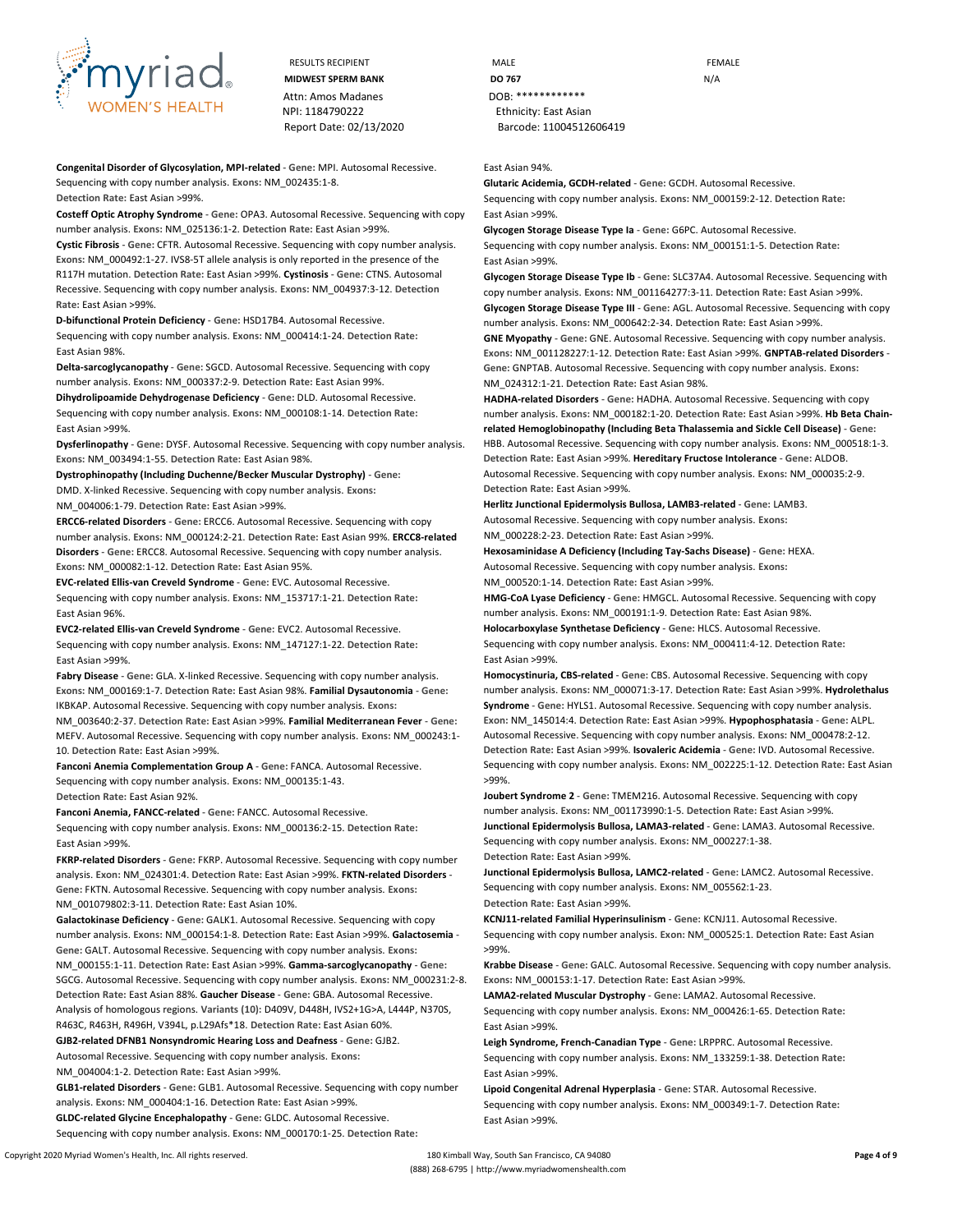**Congenital Disorder of Glycosylation, MPI-related** - **Gene:** MPI. Autosomal Recessive. Sequencing with copy number analysis. **Exons:** NM_002435:1-8. **Detection Rate:** East Asian >99%.

**Costeff Optic Atrophy Syndrome** - **Gene:** OPA3. Autosomal Recessive. Sequencing with copy number analysis. **Exons:** NM_025136:1-2. **Detection Rate:** East Asian >99%.

**Cystic Fibrosis** - **Gene:** CFTR. Autosomal Recessive. Sequencing with copy number analysis. **Exons:** NM_000492:1-27. IVS8-5T allele analysis is only reported in the presence of the R117H mutation. **Detection Rate:** East Asian >99%. **Cystinosis** - **Gene:** CTNS. Autosomal Recessive. Sequencing with copy number analysis. **Exons:** NM_004937:3-12. **Detection Rate:** East Asian >99%.

**D-bifunctional Protein Deficiency** - **Gene:** HSD17B4. Autosomal Recessive. Sequencing with copy number analysis. **Exons:** NM_000414:1-24. **Detection Rate:** East Asian 98%.

**Delta-sarcoglycanopathy** - **Gene:** SGCD. Autosomal Recessive. Sequencing with copy number analysis. **Exons:** NM_000337:2-9. **Detection Rate:** East Asian 99%.

**Dihydrolipoamide Dehydrogenase Deficiency** - **Gene:** DLD. Autosomal Recessive. Sequencing with copy number analysis. **Exons:** NM_000108:1-14. **Detection Rate:** East Asian >99%.

**Dysferlinopathy** - **Gene:** DYSF. Autosomal Recessive. Sequencing with copy number analysis. **Exons:** NM_003494:1-55. **Detection Rate:** East Asian 98%.

**Dystrophinopathy (Including Duchenne/Becker Muscular Dystrophy)** - **Gene:** DMD. X-linked Recessive. Sequencing with copy number analysis. **Exons:** NM_004006:1-79. **Detection Rate:** East Asian >99%.

**ERCC6-related Disorders** - **Gene:** ERCC6. Autosomal Recessive. Sequencing with copy number analysis. **Exons:** NM_000124:2-21. **Detection Rate:** East Asian 99%. **ERCC8-related Disorders** - **Gene:** ERCC8. Autosomal Recessive. Sequencing with copy number analysis. **Exons:** NM_000082:1-12. **Detection Rate:** East Asian 95%.

**EVC-related Ellis-van Creveld Syndrome** - **Gene:** EVC. Autosomal Recessive. Sequencing with copy number analysis. **Exons:** NM_153717:1-21. **Detection Rate:** East Asian 96%.

**EVC2-related Ellis-van Creveld Syndrome** - **Gene:** EVC2. Autosomal Recessive. Sequencing with copy number analysis. **Exons:** NM_147127:1-22. **Detection Rate:** East Asian >99%.

**Fabry Disease** - **Gene:** GLA. X-linked Recessive. Sequencing with copy number analysis. **Exons:** NM_000169:1-7. **Detection Rate:** East Asian 98%. **Familial Dysautonomia** - **Gene:** IKBKAP. Autosomal Recessive. Sequencing with copy number analysis. **Exons:** NM_003640:2-37. **Detection Rate:** East Asian >99%. **Familial Mediterranean Fever** - **Gene:** MEFV. Autosomal Recessive. Sequencing with copy number analysis. **Exons:** NM_000243:1-10. **Detection Rate:** East Asian >99%.

**Fanconi Anemia Complementation Group A** - **Gene:** FANCA. Autosomal Recessive. Sequencing with copy number analysis. **Exons:** NM_000135:1-43. **Detection Rate:** East Asian 92%.

**Fanconi Anemia, FANCC-related** - **Gene:** FANCC. Autosomal Recessive. Sequencing with copy number analysis. **Exons:** NM_000136:2-15. **Detection Rate:** East Asian >99%.

**FKRP-related Disorders** - **Gene:** FKRP. Autosomal Recessive. Sequencing with copy number analysis. **Exon:** NM_024301:4. **Detection Rate:** East Asian >99%. **FKTN-related Disorders** - **Gene:** FKTN. Autosomal Recessive. Sequencing with copy number analysis. **Exons:** NM_001079802:3-11. **Detection Rate:** East Asian 10%.

**Galactokinase Deficiency** - **Gene:** GALK1. Autosomal Recessive. Sequencing with copy number analysis. **Exons:** NM_000154:1-8. **Detection Rate:** East Asian >99%. **Galactosemia** - **Gene:** GALT. Autosomal Recessive. Sequencing with copy number analysis. **Exons:** NM_000155:1-11. **Detection Rate:** East Asian >99%. **Gamma-sarcoglycanopathy** - **Gene:** SGCG. Autosomal Recessive. Sequencing with copy number analysis. **Exons:** NM_000231:2-8. **Detection Rate:** East Asian 88%. **Gaucher Disease** - **Gene:** GBA. Autosomal Recessive. Analysis of homologous regions. **Variants (10):** D409V, D448H, IVS2+1G>A, L444P, N370S, R463C, R463H, R496H, V394L, p.L29Afs*18. **Detection Rate:** East Asian 60%.

**GJB2-related DFNB1 Nonsyndromic Hearing Loss and Deafness** - **Gene:** GJB2. Autosomal Recessive. Sequencing with copy number analysis. **Exons:** NM_004004:1-2. **Detection Rate:** East Asian >99%.

**GLB1-related Disorders** - **Gene:** GLB1. Autosomal Recessive. Sequencing with copy number analysis. **Exons:** NM_000404:1-16. **Detection Rate:** East Asian >99%.

**GLDC-related Glycine Encephalopathy** - **Gene:** GLDC. Autosomal Recessive. Sequencing with copy number analysis. **Exons:** NM_000170:1-25. **Detection Rate:** East Asian 94%.

**Glutaric Acidemia, GCDH-related** - **Gene:** GCDH. Autosomal Recessive. Sequencing with copy number analysis. **Exons:** NM_000159:2-12. **Detection Rate:** East Asian >99%.

**Glycogen Storage Disease Type Ia** - **Gene:** G6PC. Autosomal Recessive. Sequencing with copy number analysis. **Exons:** NM_000151:1-5. **Detection Rate:** East Asian >99%.

**Glycogen Storage Disease Type Ib** - **Gene:** SLC37A4. Autosomal Recessive. Sequencing with copy number analysis. **Exons:** NM_001164277:3-11. **Detection Rate:** East Asian >99%. **Glycogen Storage Disease Type III** - **Gene:** AGL. Autosomal Recessive. Sequencing with copy number analysis. **Exons:** NM_000642:2-34. **Detection Rate:** East Asian >99%.

**GNE Myopathy** - **Gene:** GNE. Autosomal Recessive. Sequencing with copy number analysis. **Exons:** NM_001128227:1-12. **Detection Rate:** East Asian >99%. **GNPTAB-related Disorders** - **Gene:** GNPTAB. Autosomal Recessive. Sequencing with copy number analysis. **Exons:** NM_024312:1-21. **Detection Rate:** East Asian 98%.

**HADHA-related Disorders** - **Gene:** HADHA. Autosomal Recessive. Sequencing with copy number analysis. **Exons:** NM_000182:1-20. **Detection Rate:** East Asian >99%. **Hb Beta Chain-related Hemoglobinopathy (Including Beta Thalassemia and Sickle Cell Disease)** - **Gene:** HBB. Autosomal Recessive. Sequencing with copy number analysis. **Exons:** NM_000518:1-3. **Detection Rate:** East Asian >99%. **Hereditary Fructose Intolerance** - **Gene:** ALDOB. Autosomal Recessive. Sequencing with copy number analysis. **Exons:** NM_000035:2-9. **Detection Rate:** East Asian >99%.

**Herlitz Junctional Epidermolysis Bullosa, LAMB3-related** - **Gene:** LAMB3. Autosomal Recessive. Sequencing with copy number analysis. **Exons:** NM_000228:2-23. **Detection Rate:** East Asian >99%.

**Hexosaminidase A Deficiency (Including Tay-Sachs Disease)** - **Gene:** HEXA. Autosomal Recessive. Sequencing with copy number analysis. **Exons:** NM_000520:1-14. **Detection Rate:** East Asian >99%.

**HMG-CoA Lyase Deficiency** - **Gene:** HMGCL. Autosomal Recessive. Sequencing with copy number analysis. **Exons:** NM_000191:1-9. **Detection Rate:** East Asian 98%.

**Holocarboxylase Synthetase Deficiency** - **Gene:** HLCS. Autosomal Recessive. Sequencing with copy number analysis. **Exons:** NM_000411:4-12. **Detection Rate:** East Asian >99%.

**Homocystinuria, CBS-related** - **Gene:** CBS. Autosomal Recessive. Sequencing with copy number analysis. **Exons:** NM_000071:3-17. **Detection Rate:** East Asian >99%. **Hydrolethalus Syndrome** - **Gene:** HYLS1. Autosomal Recessive. Sequencing with copy number analysis. **Exon:** NM_145014:4. **Detection Rate:** East Asian >99%. **Hypophosphatasia** - **Gene:** ALPL. Autosomal Recessive. Sequencing with copy number analysis. **Exons:** NM_000478:2-12. **Detection Rate:** East Asian >99%. **Isovaleric Acidemia** - **Gene:** IVD. Autosomal Recessive. Sequencing with copy number analysis. **Exons:** NM_002225:1-12. **Detection Rate:** East Asian >99%.

**Joubert Syndrome 2** - **Gene:** TMEM216. Autosomal Recessive. Sequencing with copy number analysis. **Exons:** NM_001173990:1-5. **Detection Rate:** East Asian >99%.

**Junctional Epidermolysis Bullosa, LAMA3-related** - **Gene:** LAMA3. Autosomal Recessive. Sequencing with copy number analysis. **Exons:** NM_000227:1-38. **Detection Rate:** East Asian >99%.

**Junctional Epidermolysis Bullosa, LAMC2-related** - **Gene:** LAMC2. Autosomal Recessive. Sequencing with copy number analysis. **Exons:** NM_005562:1-23. **Detection Rate:** East Asian >99%.

**KCNJ11-related Familial Hyperinsulinism** - **Gene:** KCNJ11. Autosomal Recessive. Sequencing with copy number analysis. **Exon:** NM_000525:1. **Detection Rate:** East Asian >99%.

**Krabbe Disease** - **Gene:** GALC. Autosomal Recessive. Sequencing with copy number analysis. **Exons:** NM_000153:1-17. **Detection Rate:** East Asian >99%.

**LAMA2-related Muscular Dystrophy** - **Gene:** LAMA2. Autosomal Recessive. Sequencing with copy number analysis. **Exons:** NM_000426:1-65. **Detection Rate:** East Asian >99%.

**Leigh Syndrome, French-Canadian Type** - **Gene:** LRPPRC. Autosomal Recessive. Sequencing with copy number analysis. **Exons:** NM_133259:1-38. **Detection Rate:** East Asian >99%.

**Lipoid Congenital Adrenal Hyperplasia** - **Gene:** STAR. Autosomal Recessive. Sequencing with copy number analysis. **Exons:** NM_000349:1-7. **Detection Rate:** East Asian >99%.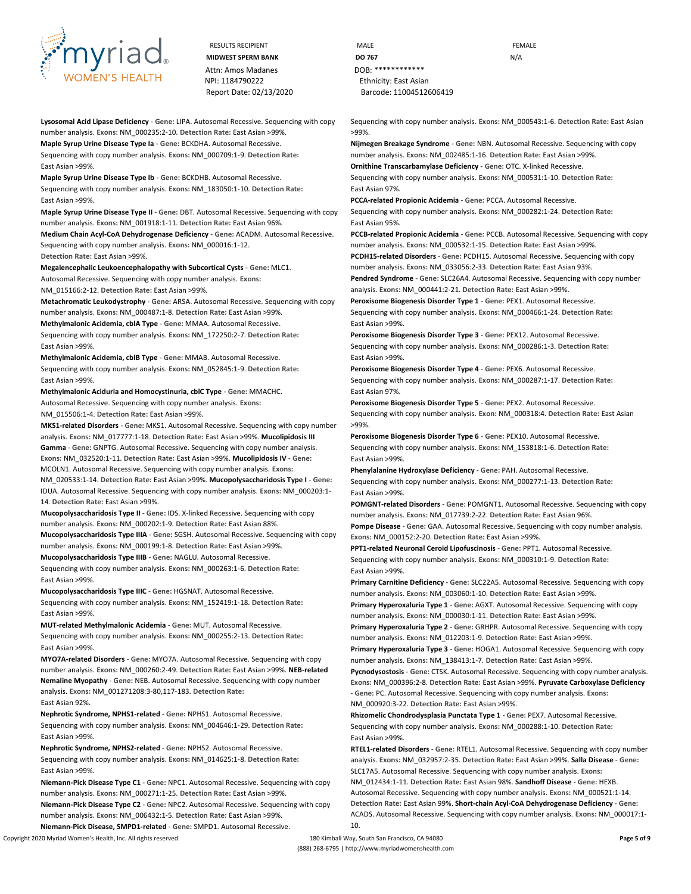Lysosomal Acid Lipase Deficiency - Gene: LIPA. Autosomal Recessive. Sequencing with copy number analysis. Exons: NM_000235:2-10. Detection Rate: East Asian >99%.

**Maple Syrup Urine Disease Type Ia** - **Gene:** BCKDHA. Autosomal Recessive. Sequencing with copy number analysis. **Exons:** NM_000709:1-9. **Detection Rate:** East Asian >99%.

**Maple Syrup Urine Disease Type Ib** - **Gene:** BCKDHB. Autosomal Recessive. Sequencing with copy number analysis. **Exons:** NM_183050:1-10. **Detection Rate:** East Asian >99%.

**Maple Syrup Urine Disease Type II** - **Gene:** DBT. Autosomal Recessive. Sequencing with copy number analysis. **Exons:** NM_001918:1-11. **Detection Rate:** East Asian 96%.

**Medium Chain Acyl-CoA Dehydrogenase Deficiency** - **Gene:** ACADM. Autosomal Recessive. Sequencing with copy number analysis. **Exons:** NM_000016:1-12. **Detection Rate:** East Asian >99%.

**Megalencephalic Leukoencephalopathy with Subcortical Cysts** - **Gene:** MLC1. Autosomal Recessive. Sequencing with copy number analysis. **Exons:** NM_015166:2-12. **Detection Rate:** East Asian >99%.

**Metachromatic Leukodystrophy** - **Gene:** ARSA. Autosomal Recessive. Sequencing with copy number analysis. **Exons:** NM_000487:1-8. **Detection Rate:** East Asian >99%.

**Methylmalonic Acidemia, cblA Type** - **Gene:** MMAA. Autosomal Recessive. Sequencing with copy number analysis. **Exons:** NM_172250:2-7. **Detection Rate:** East Asian >99%.

**Methylmalonic Acidemia, cblB Type** - **Gene:** MMAB. Autosomal Recessive. Sequencing with copy number analysis. **Exons:** NM_052845:1-9. **Detection Rate:** East Asian >99%.

**Methylmalonic Aciduria and Homocystinuria, cblC Type** - **Gene:** MMACHC. Autosomal Recessive. Sequencing with copy number analysis. **Exons:** NM_015506:1-4. **Detection Rate:** East Asian >99%.

**MKS1-related Disorders** - **Gene:** MKS1. Autosomal Recessive. Sequencing with copy number analysis. **Exons:** NM_017777:1-18. **Detection Rate:** East Asian >99%. **Mucolipidosis III Gamma** - **Gene:** GNPTG. Autosomal Recessive. Sequencing with copy number analysis. **Exons:** NM_032520:1-11. **Detection Rate:** East Asian >99%. **Mucolipidosis IV** - **Gene:** MCOLN1. Autosomal Recessive. Sequencing with copy number analysis. **Exons:** NM_020533:1-14. **Detection Rate:** East Asian >99%. **Mucopolysaccharidosis Type I** - **Gene:** IDUA. Autosomal Recessive. Sequencing with copy number analysis. **Exons:** NM_000203:1-14. **Detection Rate:** East Asian >99%.

**Mucopolysaccharidosis Type II** - **Gene:** IDS. X-linked Recessive. Sequencing with copy number analysis. **Exons:** NM_000202:1-9. **Detection Rate:** East Asian 88%.

**Mucopolysaccharidosis Type IIIA** - **Gene:** SGSH. Autosomal Recessive. Sequencing with copy number analysis. **Exons:** NM_000199:1-8. **Detection Rate:** East Asian >99%.

**Mucopolysaccharidosis Type IIIB** - **Gene:** NAGLU. Autosomal Recessive. Sequencing with copy number analysis. **Exons:** NM_000263:1-6. **Detection Rate:** East Asian >99%.

**Mucopolysaccharidosis Type IIIC** - **Gene:** HGSNAT. Autosomal Recessive. Sequencing with copy number analysis. **Exons:** NM_152419:1-18. **Detection Rate:** East Asian >99%.

**MUT-related Methylmalonic Acidemia** - **Gene:** MUT. Autosomal Recessive. Sequencing with copy number analysis. **Exons:** NM_000255:2-13. **Detection Rate:** East Asian >99%.

**MYO7A-related Disorders** - **Gene:** MYO7A. Autosomal Recessive. Sequencing with copy number analysis. **Exons:** NM_000260:2-49. **Detection Rate:** East Asian >99%. **NEB-related Nemaline Myopathy** - **Gene:** NEB. Autosomal Recessive. Sequencing with copy number analysis. **Exons:** NM_001271208:3-80,117-183. **Detection Rate:** East Asian 92%.

**Nephrotic Syndrome, NPHS1-related** - **Gene:** NPHS1. Autosomal Recessive. Sequencing with copy number analysis. **Exons:** NM_004646:1-29. **Detection Rate:** East Asian >99%.

**Nephrotic Syndrome, NPHS2-related** - **Gene:** NPHS2. Autosomal Recessive. Sequencing with copy number analysis. **Exons:** NM_014625:1-8. **Detection Rate:** East Asian >99%.

**Niemann-Pick Disease Type C1** - **Gene:** NPC1. Autosomal Recessive. Sequencing with copy number analysis. **Exons:** NM_000271:1-25. **Detection Rate:** East Asian >99%.

**Niemann-Pick Disease Type C2** - **Gene:** NPC2. Autosomal Recessive. Sequencing with copy number analysis. **Exons:** NM_006432:1-5. **Detection Rate:** East Asian >99%.

**Niemann-Pick Disease, SMPD1-related** - **Gene:** SMPD1. Autosomal Recessive. Sequencing with copy number analysis. **Exons:** NM_000543:1-6. **Detection Rate:** East Asian >99%.

**Nijmegen Breakage Syndrome** - **Gene:** NBN. Autosomal Recessive. Sequencing with copy number analysis. **Exons:** NM_002485:1-16. **Detection Rate:** East Asian >99%.

**Ornithine Transcarbamylase Deficiency** - **Gene:** OTC. X-linked Recessive. Sequencing with copy number analysis. **Exons:** NM_000531:1-10. **Detection Rate:** East Asian 97%.

**PCCA-related Propionic Acidemia** - **Gene:** PCCA. Autosomal Recessive. Sequencing with copy number analysis. **Exons:** NM_000282:1-24. **Detection Rate:** East Asian 95%.

**PCCB-related Propionic Acidemia** - **Gene:** PCCB. Autosomal Recessive. Sequencing with copy number analysis. **Exons:** NM_000532:1-15. **Detection Rate:** East Asian >99%.

**PCDH15-related Disorders** - **Gene:** PCDH15. Autosomal Recessive. Sequencing with copy number analysis. **Exons:** NM_033056:2-33. **Detection Rate:** East Asian 93%.

**Pendred Syndrome** - **Gene:** SLC26A4. Autosomal Recessive. Sequencing with copy number analysis. **Exons:** NM_000441:2-21. **Detection Rate:** East Asian >99%.

**Peroxisome Biogenesis Disorder Type 1** - **Gene:** PEX1. Autosomal Recessive. Sequencing with copy number analysis. **Exons:** NM_000466:1-24. **Detection Rate:** East Asian >99%.

**Peroxisome Biogenesis Disorder Type 3** - **Gene:** PEX12. Autosomal Recessive. Sequencing with copy number analysis. **Exons:** NM_000286:1-3. **Detection Rate:** East Asian >99%.

**Peroxisome Biogenesis Disorder Type 4** - **Gene:** PEX6. Autosomal Recessive. Sequencing with copy number analysis. **Exons:** NM_000287:1-17. **Detection Rate:** East Asian 97%.

**Peroxisome Biogenesis Disorder Type 5** - **Gene:** PEX2. Autosomal Recessive. Sequencing with copy number analysis. **Exon:** NM_000318:4. **Detection Rate:** East Asian >99%.

**Peroxisome Biogenesis Disorder Type 6** - **Gene:** PEX10. Autosomal Recessive. Sequencing with copy number analysis. **Exons:** NM_153818:1-6. **Detection Rate:** East Asian >99%.

**Phenylalanine Hydroxylase Deficiency** - **Gene:** PAH. Autosomal Recessive. Sequencing with copy number analysis. **Exons:** NM_000277:1-13. **Detection Rate:** East Asian >99%.

**POMGNT-related Disorders** - **Gene:** POMGNT1. Autosomal Recessive. Sequencing with copy number analysis. **Exons:** NM_017739:2-22. **Detection Rate:** East Asian 96%.

**Pompe Disease** - **Gene:** GAA. Autosomal Recessive. Sequencing with copy number analysis. **Exons:** NM_000152:2-20. **Detection Rate:** East Asian >99%.

**PPT1-related Neuronal Ceroid Lipofuscinosis** - **Gene:** PPT1. Autosomal Recessive. Sequencing with copy number analysis. **Exons:** NM_000310:1-9. **Detection Rate:** East Asian >99%.

**Primary Carnitine Deficiency** - **Gene:** SLC22A5. Autosomal Recessive. Sequencing with copy number analysis. **Exons:** NM_003060:1-10. **Detection Rate:** East Asian >99%.

**Primary Hyperoxaluria Type 1** - **Gene:** AGXT. Autosomal Recessive. Sequencing with copy number analysis. **Exons:** NM_000030:1-11. **Detection Rate:** East Asian >99%.

**Primary Hyperoxaluria Type 2** - **Gene:** GRHPR. Autosomal Recessive. Sequencing with copy number analysis. **Exons:** NM_012203:1-9. **Detection Rate:** East Asian >99%.

**Primary Hyperoxaluria Type 3** - **Gene:** HOGA1. Autosomal Recessive. Sequencing with copy number analysis. **Exons:** NM_138413:1-7. **Detection Rate:** East Asian >99%.

**Pycnodysostosis** - **Gene:** CTSK. Autosomal Recessive. Sequencing with copy number analysis. **Exons:** NM_000396:2-8. **Detection Rate:** East Asian >99%. **Pyruvate Carboxylase Deficiency** - **Gene:** PC. Autosomal Recessive. Sequencing with copy number analysis. **Exons:** NM_000920:3-22. **Detection Rate:** East Asian >99%.

**Rhizomelic Chondrodysplasia Punctata Type 1** - **Gene:** PEX7. Autosomal Recessive. Sequencing with copy number analysis. **Exons:** NM_000288:1-10. **Detection Rate:** East Asian >99%.

**RTEL1-related Disorders** - **Gene:** RTEL1. Autosomal Recessive. Sequencing with copy number analysis. **Exons:** NM_032957:2-35. **Detection Rate:** East Asian >99%. **Salla Disease** - **Gene:** SLC17A5. Autosomal Recessive. Sequencing with copy number analysis. **Exons:** NM_012434:1-11. **Detection Rate:** East Asian 98%. **Sandhoff Disease** - **Gene:** HEXB. Autosomal Recessive. Sequencing with copy number analysis. **Exons:** NM_000521:1-14. **Detection Rate:** East Asian 99%. **Short-chain Acyl-CoA Dehydrogenase Deficiency** - **Gene:** ACADS. Autosomal Recessive. Sequencing with copy number analysis. **Exons:** NM_000017:1-10.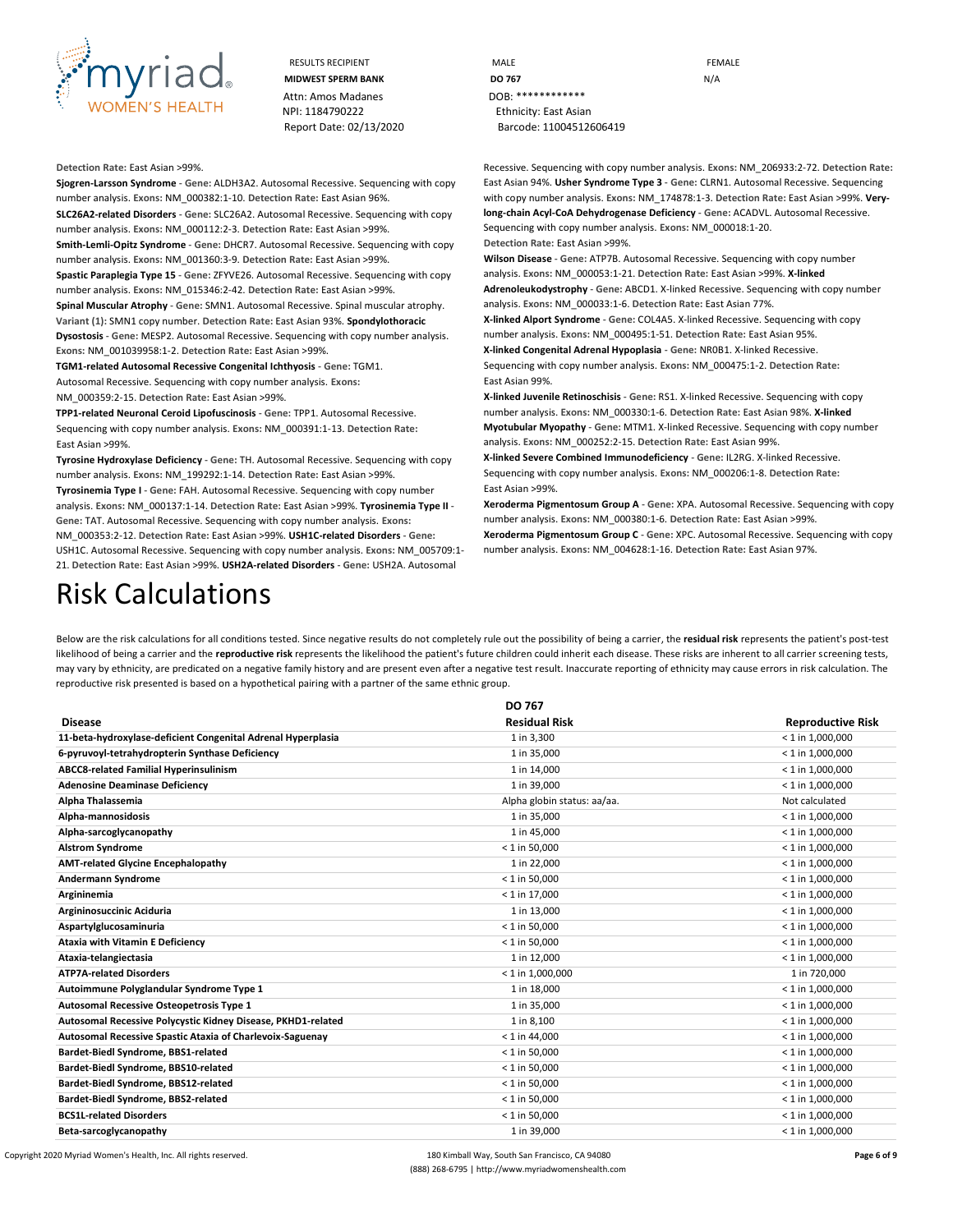RESULTS RECIPIENT
**MIDWEST SPERM BANK**
Attn: Amos Madanes
NPI: 1184790222
Report Date: 02/13/2020

MALE
**DO 767**
DOB: *************
Ethnicity: East Asian
Barcode: 11004512606419

FEMALE
N/A

**Detection Rate:** East Asian >99%.

**Sjogren-Larsson Syndrome** - **Gene:** ALDH3A2. Autosomal Recessive. Sequencing with copy number analysis. **Exons:** NM_000382:1-10. **Detection Rate:** East Asian 96%.

**SLC26A2-related Disorders** - **Gene:** SLC26A2. Autosomal Recessive. Sequencing with copy number analysis. **Exons:** NM_000112:2-3. **Detection Rate:** East Asian >99%.

**Smith-Lemli-Opitz Syndrome** - **Gene:** DHCR7. Autosomal Recessive. Sequencing with copy number analysis. **Exons:** NM_001360:3-9. **Detection Rate:** East Asian >99%.

**Spastic Paraplegia Type 15** - **Gene:** ZFYVE26. Autosomal Recessive. Sequencing with copy number analysis. **Exons:** NM_015346:2-42. **Detection Rate:** East Asian >99%.

**Spinal Muscular Atrophy** - **Gene:** SMN1. Autosomal Recessive. Spinal muscular atrophy. **Variant (1):** SMN1 copy number. **Detection Rate:** East Asian 93%. **Spondylothoracic Dysostosis** - **Gene:** MESP2. Autosomal Recessive. Sequencing with copy number analysis. **Exons:** NM_001039958:1-2. **Detection Rate:** East Asian >99%.

**TGM1-related Autosomal Recessive Congenital Ichthyosis** - **Gene:** TGM1. Autosomal Recessive. Sequencing with copy number analysis. **Exons:** NM_000359:2-15. **Detection Rate:** East Asian >99%.

**TPP1-related Neuronal Ceroid Lipofuscinosis** - **Gene:** TPP1. Autosomal Recessive. Sequencing with copy number analysis. **Exons:** NM_000391:1-13. **Detection Rate:** East Asian >99%.

**Tyrosine Hydroxylase Deficiency** - **Gene:** TH. Autosomal Recessive. Sequencing with copy number analysis. **Exons:** NM_199292:1-14. **Detection Rate:** East Asian >99%.

**Tyrosinemia Type I** - **Gene:** FAH. Autosomal Recessive. Sequencing with copy number analysis. **Exons:** NM_000137:1-14. **Detection Rate:** East Asian >99%. **Tyrosinemia Type II** - **Gene:** TAT. Autosomal Recessive. Sequencing with copy number analysis. **Exons:** NM_000353:2-12. **Detection Rate:** East Asian >99%. **USH1C-related Disorders** - **Gene:** USH1C. Autosomal Recessive. Sequencing with copy number analysis. **Exons:** NM_005709:1-21. **Detection Rate:** East Asian >99%. **USH2A-related Disorders** - **Gene:** USH2A. Autosomal Recessive. Sequencing with copy number analysis. **Exons:** NM_206933:2-72. **Detection Rate:** East Asian 94%. **Usher Syndrome Type 3** - **Gene:** CLRN1. Autosomal Recessive. Sequencing with copy number analysis. **Exons:** NM_174878:1-3. **Detection Rate:** East Asian >99%. **Very-long-chain Acyl-CoA Dehydrogenase Deficiency** - **Gene:** ACADVL. Autosomal Recessive. Sequencing with copy number analysis. **Exons:** NM_000018:1-20. **Detection Rate:** East Asian >99%.

**Wilson Disease** - **Gene:** ATP7B. Autosomal Recessive. Sequencing with copy number analysis. **Exons:** NM_000053:1-21. **Detection Rate:** East Asian >99%. **X-linked Adrenoleukodystrophy** - **Gene:** ABCD1. X-linked Recessive. Sequencing with copy number analysis. **Exons:** NM_000033:1-6. **Detection Rate:** East Asian 77%.

**X-linked Alport Syndrome** - **Gene:** COL4A5. X-linked Recessive. Sequencing with copy number analysis. **Exons:** NM_000495:1-51. **Detection Rate:** East Asian 95%.

**X-linked Congenital Adrenal Hypoplasia** - **Gene:** NR0B1. X-linked Recessive. Sequencing with copy number analysis. **Exons:** NM_000475:1-2. **Detection Rate:** East Asian 99%.

**X-linked Juvenile Retinoschisis** - **Gene:** RS1. X-linked Recessive. Sequencing with copy number analysis. **Exons:** NM_000330:1-6. **Detection Rate:** East Asian 98%. **X-linked Myotubular Myopathy** - **Gene:** MTM1. X-linked Recessive. Sequencing with copy number analysis. **Exons:** NM_000252:2-15. **Detection Rate:** East Asian 99%.

**X-linked Severe Combined Immunodeficiency** - **Gene:** IL2RG. X-linked Recessive. Sequencing with copy number analysis. **Exons:** NM_000206:1-8. **Detection Rate:** East Asian >99%.

**Xeroderma Pigmentosum Group A** - **Gene:** XPA. Autosomal Recessive. Sequencing with copy number analysis. **Exons:** NM_000380:1-6. **Detection Rate:** East Asian >99%.

**Xeroderma Pigmentosum Group C** - **Gene:** XPC. Autosomal Recessive. Sequencing with copy number analysis. **Exons:** NM_004628:1-16. **Detection Rate:** East Asian 97%.

# Risk Calculations

Below are the risk calculations for all conditions tested. Since negative results do not completely rule out the possibility of being a carrier, the **residual risk** represents the patient's post-test likelihood of being a carrier and the **reproductive risk** represents the likelihood the patient's future children could inherit each disease. These risks are inherent to all carrier screening tests, may vary by ethnicity, are predicated on a negative family history and are present even after a negative test result. Inaccurate reporting of ethnicity may cause errors in risk calculation. The reproductive risk presented is based on a hypothetical pairing with a partner of the same ethnic group.

| | DO 767 | |
|---|---|---|
| **Disease** | **Residual Risk** | **Reproductive Risk** |
| **11-beta-hydroxylase-deficient Congenital Adrenal Hyperplasia** | 1 in 3,300 | < 1 in 1,000,000 |
| **6-pyruvoyl-tetrahydropterin Synthase Deficiency** | 1 in 35,000 | < 1 in 1,000,000 |
| **ABCC8-related Familial Hyperinsulinism** | 1 in 14,000 | < 1 in 1,000,000 |
| **Adenosine Deaminase Deficiency** | 1 in 39,000 | < 1 in 1,000,000 |
| **Alpha Thalassemia** | Alpha globin status: aa/aa. | Not calculated |
| **Alpha-mannosidosis** | 1 in 35,000 | < 1 in 1,000,000 |
| **Alpha-sarcoglycanopathy** | 1 in 45,000 | < 1 in 1,000,000 |
| **Alstrom Syndrome** | < 1 in 50,000 | < 1 in 1,000,000 |
| **AMT-related Glycine Encephalopathy** | 1 in 22,000 | < 1 in 1,000,000 |
| **Andermann Syndrome** | < 1 in 50,000 | < 1 in 1,000,000 |
| **Argininemia** | < 1 in 17,000 | < 1 in 1,000,000 |
| **Argininosuccinic Aciduria** | 1 in 13,000 | < 1 in 1,000,000 |
| **Aspartylglucosaminuria** | < 1 in 50,000 | < 1 in 1,000,000 |
| **Ataxia with Vitamin E Deficiency** | < 1 in 50,000 | < 1 in 1,000,000 |
| **Ataxia-telangiectasia** | 1 in 12,000 | < 1 in 1,000,000 |
| **ATP7A-related Disorders** | < 1 in 1,000,000 | 1 in 720,000 |
| **Autoimmune Polyglandular Syndrome Type 1** | 1 in 18,000 | < 1 in 1,000,000 |
| **Autosomal Recessive Osteopetrosis Type 1** | 1 in 35,000 | < 1 in 1,000,000 |
| **Autosomal Recessive Polycystic Kidney Disease, PKHD1-related** | 1 in 8,100 | < 1 in 1,000,000 |
| **Autosomal Recessive Spastic Ataxia of Charlevoix-Saguenay** | < 1 in 44,000 | < 1 in 1,000,000 |
| **Bardet-Biedl Syndrome, BBS1-related** | < 1 in 50,000 | < 1 in 1,000,000 |
| **Bardet-Biedl Syndrome, BBS10-related** | < 1 in 50,000 | < 1 in 1,000,000 |
| **Bardet-Biedl Syndrome, BBS12-related** | < 1 in 50,000 | < 1 in 1,000,000 |
| **Bardet-Biedl Syndrome, BBS2-related** | < 1 in 50,000 | < 1 in 1,000,000 |
| **BCS1L-related Disorders** | < 1 in 50,000 | < 1 in 1,000,000 |
| **Beta-sarcoglycanopathy** | 1 in 39,000 | < 1 in 1,000,000 |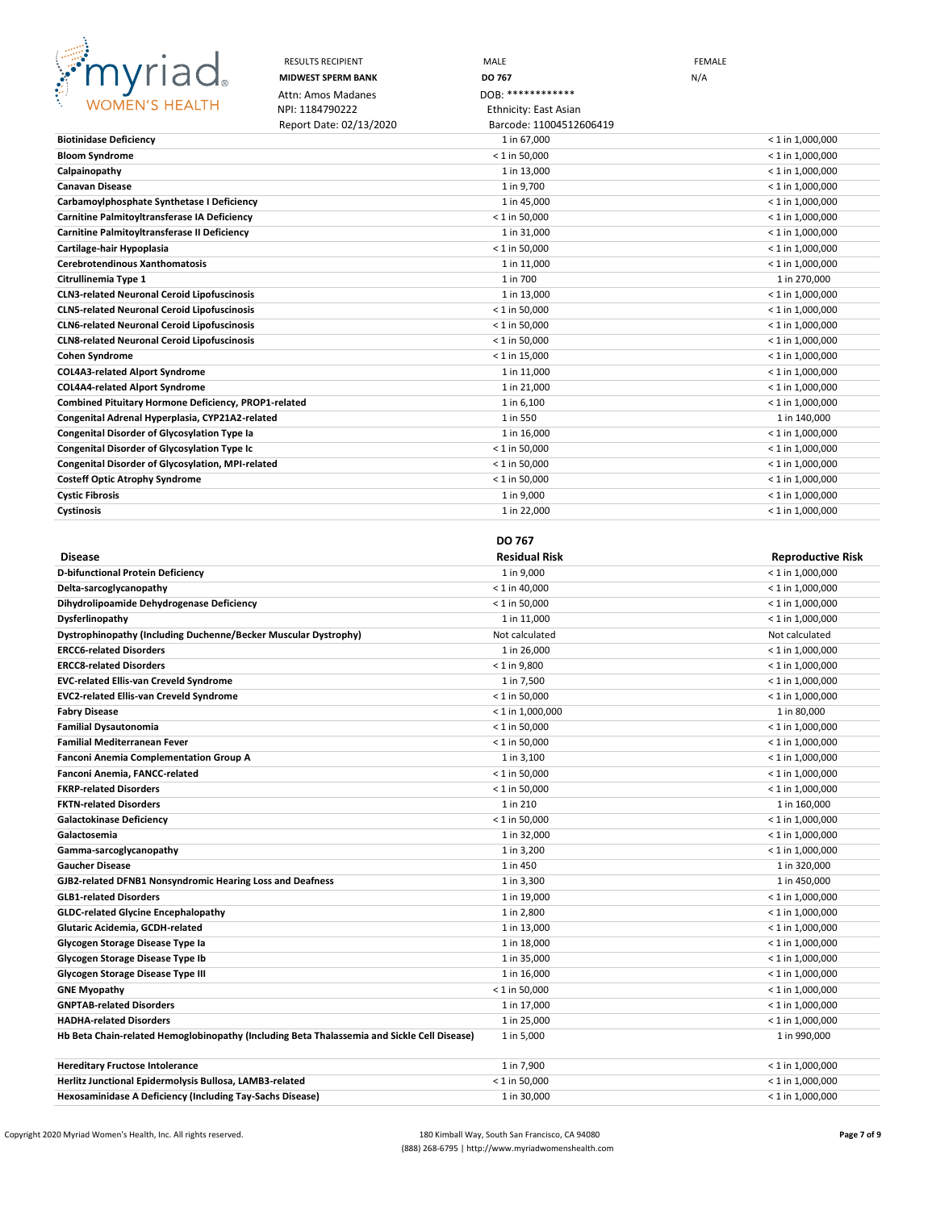| RESULTS RECIPIENT | MALE | FEMALE |
|---|---|---|
| **MIDWEST SPERM BANK** | **DO 767** | N/A |
| Attn: Amos Madanes | DOB: ************ | |
| NPI: 1184790222 | Ethnicity: East Asian | |
| Report Date: 02/13/2020 | Barcode: 11004512606419 | |

| Disease | Residual Risk | Reproductive Risk |
|---|---|---|
| **Biotinidase Deficiency** | 1 in 67,000 | < 1 in 1,000,000 |
| **Bloom Syndrome** | < 1 in 50,000 | < 1 in 1,000,000 |
| **Calpainopathy** | 1 in 13,000 | < 1 in 1,000,000 |
| **Canavan Disease** | 1 in 9,700 | < 1 in 1,000,000 |
| **Carbamoylphosphate Synthetase I Deficiency** | 1 in 45,000 | < 1 in 1,000,000 |
| **Carnitine Palmitoyltransferase IA Deficiency** | < 1 in 50,000 | < 1 in 1,000,000 |
| **Carnitine Palmitoyltransferase II Deficiency** | 1 in 31,000 | < 1 in 1,000,000 |
| **Cartilage-hair Hypoplasia** | < 1 in 50,000 | < 1 in 1,000,000 |
| **Cerebrotendinous Xanthomatosis** | 1 in 11,000 | < 1 in 1,000,000 |
| **Citrullinemia Type 1** | 1 in 700 | 1 in 270,000 |
| **CLN3-related Neuronal Ceroid Lipofuscinosis** | 1 in 13,000 | < 1 in 1,000,000 |
| **CLN5-related Neuronal Ceroid Lipofuscinosis** | < 1 in 50,000 | < 1 in 1,000,000 |
| **CLN6-related Neuronal Ceroid Lipofuscinosis** | < 1 in 50,000 | < 1 in 1,000,000 |
| **CLN8-related Neuronal Ceroid Lipofuscinosis** | < 1 in 50,000 | < 1 in 1,000,000 |
| **Cohen Syndrome** | < 1 in 15,000 | < 1 in 1,000,000 |
| **COL4A3-related Alport Syndrome** | 1 in 11,000 | < 1 in 1,000,000 |
| **COL4A4-related Alport Syndrome** | 1 in 21,000 | < 1 in 1,000,000 |
| **Combined Pituitary Hormone Deficiency, PROP1-related** | 1 in 6,100 | < 1 in 1,000,000 |
| **Congenital Adrenal Hyperplasia, CYP21A2-related** | 1 in 550 | 1 in 140,000 |
| **Congenital Disorder of Glycosylation Type Ia** | 1 in 16,000 | < 1 in 1,000,000 |
| **Congenital Disorder of Glycosylation Type Ic** | < 1 in 50,000 | < 1 in 1,000,000 |
| **Congenital Disorder of Glycosylation, MPI-related** | < 1 in 50,000 | < 1 in 1,000,000 |
| **Costeff Optic Atrophy Syndrome** | < 1 in 50,000 | < 1 in 1,000,000 |
| **Cystic Fibrosis** | 1 in 9,000 | < 1 in 1,000,000 |
| **Cystinosis** | 1 in 22,000 | < 1 in 1,000,000 |

| | DO 767 | |
|---|---|---|
| **Disease** | **Residual Risk** | **Reproductive Risk** |
| **D-bifunctional Protein Deficiency** | 1 in 9,000 | < 1 in 1,000,000 |
| **Delta-sarcoglycanopathy** | < 1 in 40,000 | < 1 in 1,000,000 |
| **Dihydrolipoamide Dehydrogenase Deficiency** | < 1 in 50,000 | < 1 in 1,000,000 |
| **Dysferlinopathy** | 1 in 11,000 | < 1 in 1,000,000 |
| **Dystrophinopathy (Including Duchenne/Becker Muscular Dystrophy)** | Not calculated | Not calculated |
| **ERCC6-related Disorders** | 1 in 26,000 | < 1 in 1,000,000 |
| **ERCC8-related Disorders** | < 1 in 9,800 | < 1 in 1,000,000 |
| **EVC-related Ellis-van Creveld Syndrome** | 1 in 7,500 | < 1 in 1,000,000 |
| **EVC2-related Ellis-van Creveld Syndrome** | < 1 in 50,000 | < 1 in 1,000,000 |
| **Fabry Disease** | < 1 in 1,000,000 | 1 in 80,000 |
| **Familial Dysautonomia** | < 1 in 50,000 | < 1 in 1,000,000 |
| **Familial Mediterranean Fever** | < 1 in 50,000 | < 1 in 1,000,000 |
| **Fanconi Anemia Complementation Group A** | 1 in 3,100 | < 1 in 1,000,000 |
| **Fanconi Anemia, FANCC-related** | < 1 in 50,000 | < 1 in 1,000,000 |
| **FKRP-related Disorders** | < 1 in 50,000 | < 1 in 1,000,000 |
| **FKTN-related Disorders** | 1 in 210 | 1 in 160,000 |
| **Galactokinase Deficiency** | < 1 in 50,000 | < 1 in 1,000,000 |
| **Galactosemia** | 1 in 32,000 | < 1 in 1,000,000 |
| **Gamma-sarcoglycanopathy** | 1 in 3,200 | < 1 in 1,000,000 |
| **Gaucher Disease** | 1 in 450 | 1 in 320,000 |
| **GJB2-related DFNB1 Nonsyndromic Hearing Loss and Deafness** | 1 in 3,300 | 1 in 450,000 |
| **GLB1-related Disorders** | 1 in 19,000 | < 1 in 1,000,000 |
| **GLDC-related Glycine Encephalopathy** | 1 in 2,800 | < 1 in 1,000,000 |
| **Glutaric Acidemia, GCDH-related** | 1 in 13,000 | < 1 in 1,000,000 |
| **Glycogen Storage Disease Type Ia** | 1 in 18,000 | < 1 in 1,000,000 |
| **Glycogen Storage Disease Type Ib** | 1 in 35,000 | < 1 in 1,000,000 |
| **Glycogen Storage Disease Type III** | 1 in 16,000 | < 1 in 1,000,000 |
| **GNE Myopathy** | < 1 in 50,000 | < 1 in 1,000,000 |
| **GNPTAB-related Disorders** | 1 in 17,000 | < 1 in 1,000,000 |
| **HADHA-related Disorders** | 1 in 25,000 | < 1 in 1,000,000 |
| **Hb Beta Chain-related Hemoglobinopathy (Including Beta Thalassemia and Sickle Cell Disease)** | 1 in 5,000 | 1 in 990,000 |
| **Hereditary Fructose Intolerance** | 1 in 7,900 | < 1 in 1,000,000 |
| **Herlitz Junctional Epidermolysis Bullosa, LAMB3-related** | < 1 in 50,000 | < 1 in 1,000,000 |
| **Hexosaminidase A Deficiency (Including Tay-Sachs Disease)** | 1 in 30,000 | < 1 in 1,000,000 |

Copyright 2020 Myriad Women's Health, Inc. All rights reserved.

180 Kimball Way, South San Francisco, CA 94080
(888) 268-6795 | http://www.myriadwomenshealth.com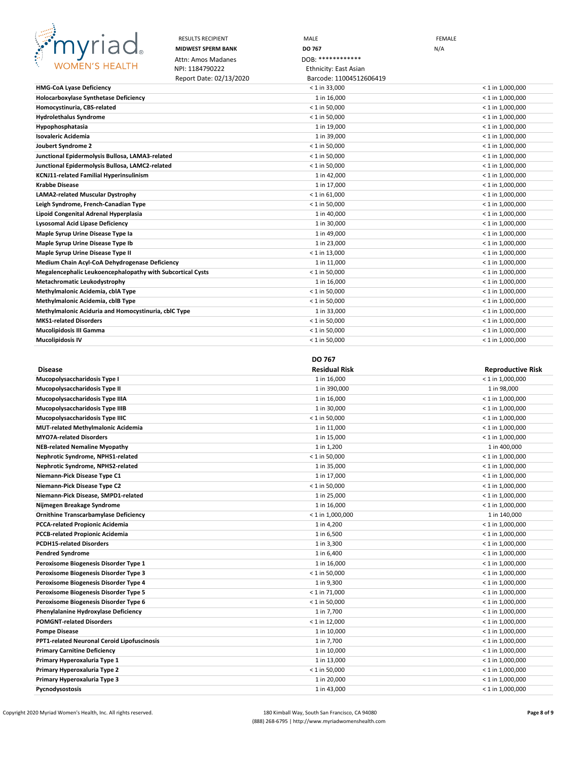| RESULTS RECIPIENT | MALE | FEMALE |
|---|---|---|
| **MIDWEST SPERM BANK** | **DO 767** | N/A |
| Attn: Amos Madanes | DOB: ************ | |
| NPI: 1184790222 | Ethnicity: East Asian | |
| Report Date: 02/13/2020 | Barcode: 11004512606419 | |

| Disease | Residual Risk | Reproductive Risk |
|---|---|---|
| **HMG-CoA Lyase Deficiency** | < 1 in 33,000 | < 1 in 1,000,000 |
| **Holocarboxylase Synthetase Deficiency** | 1 in 16,000 | < 1 in 1,000,000 |
| **Homocystinuria, CBS-related** | < 1 in 50,000 | < 1 in 1,000,000 |
| **Hydrolethalus Syndrome** | < 1 in 50,000 | < 1 in 1,000,000 |
| **Hypophosphatasia** | 1 in 19,000 | < 1 in 1,000,000 |
| **Isovaleric Acidemia** | 1 in 39,000 | < 1 in 1,000,000 |
| **Joubert Syndrome 2** | < 1 in 50,000 | < 1 in 1,000,000 |
| **Junctional Epidermolysis Bullosa, LAMA3-related** | < 1 in 50,000 | < 1 in 1,000,000 |
| **Junctional Epidermolysis Bullosa, LAMC2-related** | < 1 in 50,000 | < 1 in 1,000,000 |
| **KCNJ11-related Familial Hyperinsulinism** | 1 in 42,000 | < 1 in 1,000,000 |
| **Krabbe Disease** | 1 in 17,000 | < 1 in 1,000,000 |
| **LAMA2-related Muscular Dystrophy** | < 1 in 61,000 | < 1 in 1,000,000 |
| **Leigh Syndrome, French-Canadian Type** | < 1 in 50,000 | < 1 in 1,000,000 |
| **Lipoid Congenital Adrenal Hyperplasia** | 1 in 40,000 | < 1 in 1,000,000 |
| **Lysosomal Acid Lipase Deficiency** | 1 in 30,000 | < 1 in 1,000,000 |
| **Maple Syrup Urine Disease Type Ia** | 1 in 49,000 | < 1 in 1,000,000 |
| **Maple Syrup Urine Disease Type Ib** | 1 in 23,000 | < 1 in 1,000,000 |
| **Maple Syrup Urine Disease Type II** | < 1 in 13,000 | < 1 in 1,000,000 |
| **Medium Chain Acyl-CoA Dehydrogenase Deficiency** | 1 in 11,000 | < 1 in 1,000,000 |
| **Megalencephalic Leukoencephalopathy with Subcortical Cysts** | < 1 in 50,000 | < 1 in 1,000,000 |
| **Metachromatic Leukodystrophy** | 1 in 16,000 | < 1 in 1,000,000 |
| **Methylmalonic Acidemia, cblA Type** | < 1 in 50,000 | < 1 in 1,000,000 |
| **Methylmalonic Acidemia, cblB Type** | < 1 in 50,000 | < 1 in 1,000,000 |
| **Methylmalonic Aciduria and Homocystinuria, cblC Type** | 1 in 33,000 | < 1 in 1,000,000 |
| **MKS1-related Disorders** | < 1 in 50,000 | < 1 in 1,000,000 |
| **Mucolipidosis III Gamma** | < 1 in 50,000 | < 1 in 1,000,000 |
| **Mucolipidosis IV** | < 1 in 50,000 | < 1 in 1,000,000 |

| | DO 767 | |
|---|---|---|
| **Disease** | **Residual Risk** | **Reproductive Risk** |
| **Mucopolysaccharidosis Type I** | 1 in 16,000 | < 1 in 1,000,000 |
| **Mucopolysaccharidosis Type II** | 1 in 390,000 | 1 in 98,000 |
| **Mucopolysaccharidosis Type IIIA** | 1 in 16,000 | < 1 in 1,000,000 |
| **Mucopolysaccharidosis Type IIIB** | 1 in 30,000 | < 1 in 1,000,000 |
| **Mucopolysaccharidosis Type IIIC** | < 1 in 50,000 | < 1 in 1,000,000 |
| **MUT-related Methylmalonic Acidemia** | 1 in 11,000 | < 1 in 1,000,000 |
| **MYO7A-related Disorders** | 1 in 15,000 | < 1 in 1,000,000 |
| **NEB-related Nemaline Myopathy** | 1 in 1,200 | 1 in 400,000 |
| **Nephrotic Syndrome, NPHS1-related** | < 1 in 50,000 | < 1 in 1,000,000 |
| **Nephrotic Syndrome, NPHS2-related** | 1 in 35,000 | < 1 in 1,000,000 |
| **Niemann-Pick Disease Type C1** | 1 in 17,000 | < 1 in 1,000,000 |
| **Niemann-Pick Disease Type C2** | < 1 in 50,000 | < 1 in 1,000,000 |
| **Niemann-Pick Disease, SMPD1-related** | 1 in 25,000 | < 1 in 1,000,000 |
| **Nijmegen Breakage Syndrome** | 1 in 16,000 | < 1 in 1,000,000 |
| **Ornithine Transcarbamylase Deficiency** | < 1 in 1,000,000 | 1 in 140,000 |
| **PCCA-related Propionic Acidemia** | 1 in 4,200 | < 1 in 1,000,000 |
| **PCCB-related Propionic Acidemia** | 1 in 6,500 | < 1 in 1,000,000 |
| **PCDH15-related Disorders** | 1 in 3,300 | < 1 in 1,000,000 |
| **Pendred Syndrome** | 1 in 6,400 | < 1 in 1,000,000 |
| **Peroxisome Biogenesis Disorder Type 1** | 1 in 16,000 | < 1 in 1,000,000 |
| **Peroxisome Biogenesis Disorder Type 3** | < 1 in 50,000 | < 1 in 1,000,000 |
| **Peroxisome Biogenesis Disorder Type 4** | 1 in 9,300 | < 1 in 1,000,000 |
| **Peroxisome Biogenesis Disorder Type 5** | < 1 in 71,000 | < 1 in 1,000,000 |
| **Peroxisome Biogenesis Disorder Type 6** | < 1 in 50,000 | < 1 in 1,000,000 |
| **Phenylalanine Hydroxylase Deficiency** | 1 in 7,700 | < 1 in 1,000,000 |
| **POMGNT-related Disorders** | < 1 in 12,000 | < 1 in 1,000,000 |
| **Pompe Disease** | 1 in 10,000 | < 1 in 1,000,000 |
| **PPT1-related Neuronal Ceroid Lipofuscinosis** | 1 in 7,700 | < 1 in 1,000,000 |
| **Primary Carnitine Deficiency** | 1 in 10,000 | < 1 in 1,000,000 |
| **Primary Hyperoxaluria Type 1** | 1 in 13,000 | < 1 in 1,000,000 |
| **Primary Hyperoxaluria Type 2** | < 1 in 50,000 | < 1 in 1,000,000 |
| **Primary Hyperoxaluria Type 3** | 1 in 20,000 | < 1 in 1,000,000 |
| **Pycnodysostosis** | 1 in 43,000 | < 1 in 1,000,000 |

Copyright 2020 Myriad Women's Health, Inc. All rights reserved.

180 Kimball Way, South San Francisco, CA 94080
(888) 268-6795 | http://www.myriadwomenshealth.com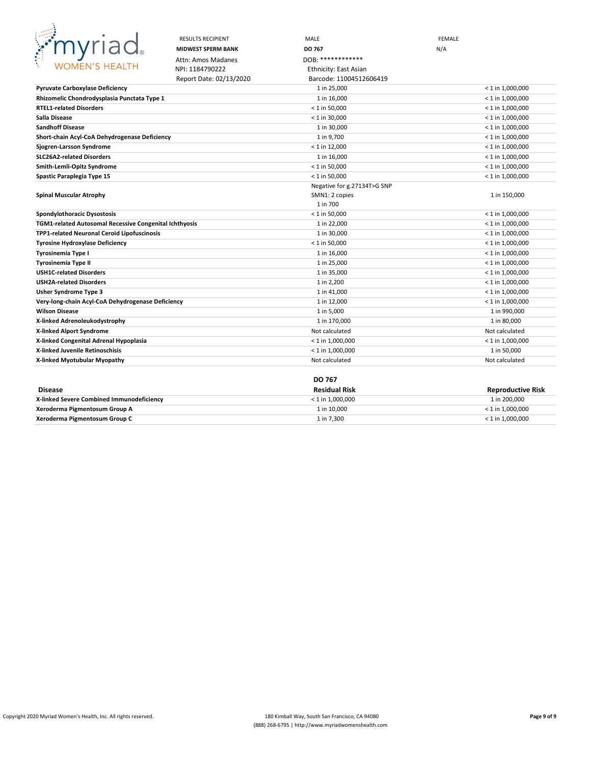| RESULTS RECIPIENT | MALE | FEMALE |
|---|---|---|
| **MIDWEST SPERM BANK** | **DO 767** | N/A |
| Attn: Amos Madanes | DOB: ************* | |
| NPI: 1184790222 | Ethnicity: East Asian | |
| Report Date: 02/13/2020 | Barcode: 11004512606419 | |

| | | |
|---|---|---|
| **Pyruvate Carboxylase Deficiency** | 1 in 25,000 | < 1 in 1,000,000 |
| **Rhizomelic Chondrodysplasia Punctata Type 1** | 1 in 16,000 | < 1 in 1,000,000 |
| **RTEL1-related Disorders** | < 1 in 50,000 | < 1 in 1,000,000 |
| **Salla Disease** | < 1 in 30,000 | < 1 in 1,000,000 |
| **Sandhoff Disease** | 1 in 30,000 | < 1 in 1,000,000 |
| **Short-chain Acyl-CoA Dehydrogenase Deficiency** | 1 in 9,700 | < 1 in 1,000,000 |
| **Sjogren-Larsson Syndrome** | < 1 in 12,000 | < 1 in 1,000,000 |
| **SLC26A2-related Disorders** | 1 in 16,000 | < 1 in 1,000,000 |
| **Smith-Lemli-Opitz Syndrome** | < 1 in 50,000 | < 1 in 1,000,000 |
| **Spastic Paraplegia Type 15** | < 1 in 50,000 | < 1 in 1,000,000 |
| **Spinal Muscular Atrophy** | Negative for g.27134T>G SNP<br>SMN1: 2 copies<br>1 in 700 | 1 in 150,000 |
| **Spondylothoracic Dysostosis** | < 1 in 50,000 | < 1 in 1,000,000 |
| **TGM1-related Autosomal Recessive Congenital Ichthyosis** | 1 in 22,000 | < 1 in 1,000,000 |
| **TPP1-related Neuronal Ceroid Lipofuscinosis** | 1 in 30,000 | < 1 in 1,000,000 |
| **Tyrosine Hydroxylase Deficiency** | < 1 in 50,000 | < 1 in 1,000,000 |
| **Tyrosinemia Type I** | 1 in 16,000 | < 1 in 1,000,000 |
| **Tyrosinemia Type II** | 1 in 25,000 | < 1 in 1,000,000 |
| **USH1C-related Disorders** | 1 in 35,000 | < 1 in 1,000,000 |
| **USH2A-related Disorders** | 1 in 2,200 | < 1 in 1,000,000 |
| **Usher Syndrome Type 3** | 1 in 41,000 | < 1 in 1,000,000 |
| **Very-long-chain Acyl-CoA Dehydrogenase Deficiency** | 1 in 12,000 | < 1 in 1,000,000 |
| **Wilson Disease** | 1 in 5,000 | 1 in 990,000 |
| **X-linked Adrenoleukodystrophy** | 1 in 170,000 | 1 in 80,000 |
| **X-linked Alport Syndrome** | Not calculated | Not calculated |
| **X-linked Congenital Adrenal Hypoplasia** | < 1 in 1,000,000 | < 1 in 1,000,000 |
| **X-linked Juvenile Retinoschisis** | < 1 in 1,000,000 | 1 in 50,000 |
| **X-linked Myotubular Myopathy** | Not calculated | Not calculated |

| | DO 767 | |
|---|---|---|
| **Disease** | **Residual Risk** | **Reproductive Risk** |
| **X-linked Severe Combined Immunodeficiency** | < 1 in 1,000,000 | 1 in 200,000 |
| **Xeroderma Pigmentosum Group A** | 1 in 10,000 | < 1 in 1,000,000 |
| **Xeroderma Pigmentosum Group C** | 1 in 7,300 | < 1 in 1,000,000 |

Copyright 2020 Myriad Women's Health, Inc. All rights reserved.

180 Kimball Way, South San Francisco, CA 94080
(888) 268-6795 | http://www.myriadwomenshealth.com